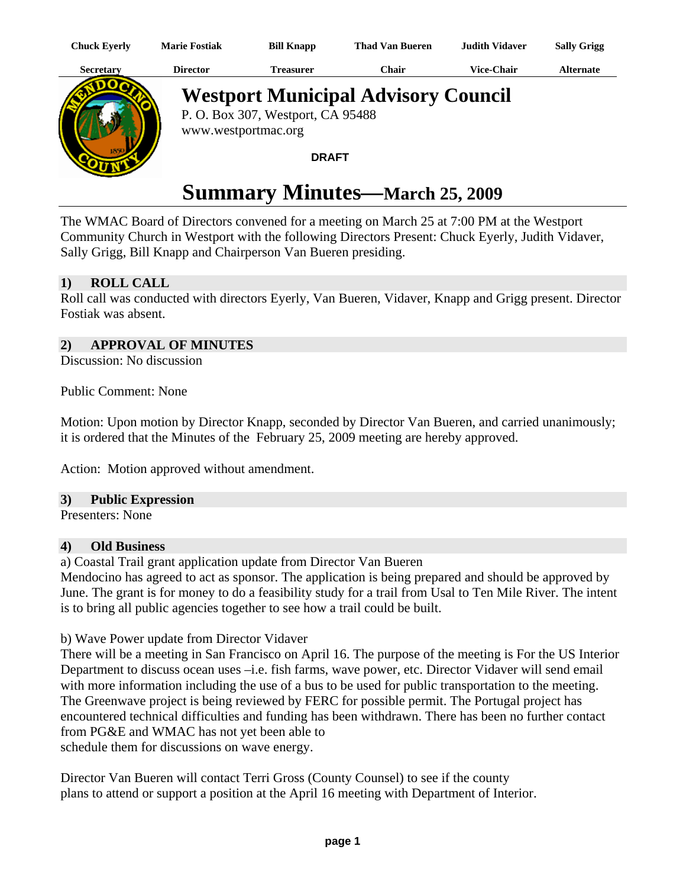| Chuck Eyerly | Marie Fostiak | Bill Knapp | Thad Van Bueren | Judith Vidaver | Sally Grigg |
|---|---|---|---|---|---|
| Secretary | Director | Treasurer | Chair | Vice-Chair | Alternate |

# Westport Municipal Advisory Council

P. O. Box 307, Westport, CA 95488
www.westportmac.org

**DRAFT**

# Summary Minutes—March 25, 2009

The WMAC Board of Directors convened for a meeting on March 25 at 7:00 PM at the Westport Community Church in Westport with the following Directors Present: Chuck Eyerly, Judith Vidaver, Sally Grigg, Bill Knapp and Chairperson Van Bueren presiding.

## 1) ROLL CALL

Roll call was conducted with directors Eyerly, Van Bueren, Vidaver, Knapp and Grigg present. Director Fostiak was absent.

## 2) APPROVAL OF MINUTES

Discussion: No discussion

Public Comment: None

Motion: Upon motion by Director Knapp, seconded by Director Van Bueren, and carried unanimously; it is ordered that the Minutes of the February 25, 2009 meeting are hereby approved.

Action: Motion approved without amendment.

## 3) Public Expression

Presenters: None

## 4) Old Business

a) Coastal Trail grant application update from Director Van Bueren
Mendocino has agreed to act as sponsor. The application is being prepared and should be approved by June. The grant is for money to do a feasibility study for a trail from Usal to Ten Mile River. The intent is to bring all public agencies together to see how a trail could be built.

b) Wave Power update from Director Vidaver
There will be a meeting in San Francisco on April 16. The purpose of the meeting is For the US Interior Department to discuss ocean uses –i.e. fish farms, wave power, etc. Director Vidaver will send email with more information including the use of a bus to be used for public transportation to the meeting. The Greenwave project is being reviewed by FERC for possible permit. The Portugal project has encountered technical difficulties and funding has been withdrawn. There has been no further contact from PG&E and WMAC has not yet been able to schedule them for discussions on wave energy.

Director Van Bueren will contact Terri Gross (County Counsel) to see if the county plans to attend or support a position at the April 16 meeting with Department of Interior.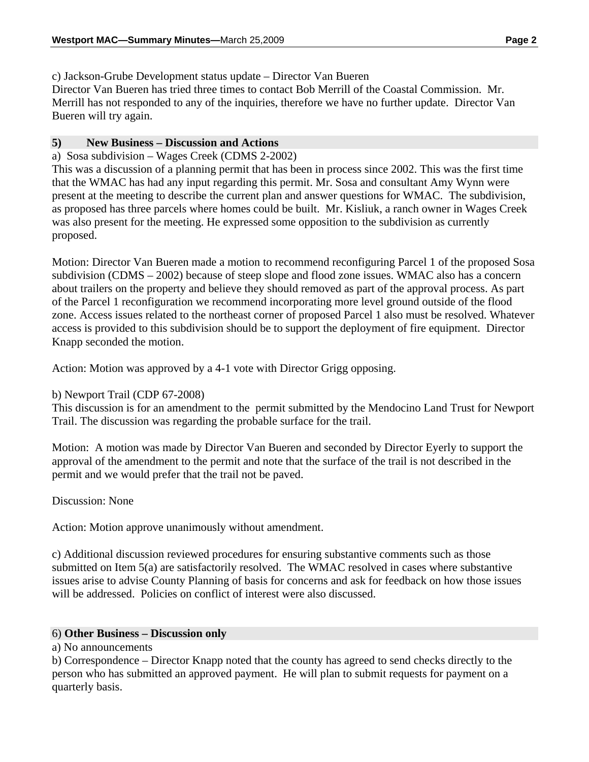c) Jackson-Grube Development status update – Director Van Bueren
Director Van Bueren has tried three times to contact Bob Merrill of the Coastal Commission. Mr. Merrill has not responded to any of the inquiries, therefore we have no further update. Director Van Bueren will try again.

## 5) New Business – Discussion and Actions

a) Sosa subdivision – Wages Creek (CDMS 2-2002)
This was a discussion of a planning permit that has been in process since 2002. This was the first time that the WMAC has had any input regarding this permit. Mr. Sosa and consultant Amy Wynn were present at the meeting to describe the current plan and answer questions for WMAC. The subdivision, as proposed has three parcels where homes could be built. Mr. Kisliuk, a ranch owner in Wages Creek was also present for the meeting. He expressed some opposition to the subdivision as currently proposed.

Motion: Director Van Bueren made a motion to recommend reconfiguring Parcel 1 of the proposed Sosa subdivision (CDMS – 2002) because of steep slope and flood zone issues. WMAC also has a concern about trailers on the property and believe they should removed as part of the approval process. As part of the Parcel 1 reconfiguration we recommend incorporating more level ground outside of the flood zone. Access issues related to the northeast corner of proposed Parcel 1 also must be resolved. Whatever access is provided to this subdivision should be to support the deployment of fire equipment. Director Knapp seconded the motion.

Action: Motion was approved by a 4-1 vote with Director Grigg opposing.

b) Newport Trail (CDP 67-2008)
This discussion is for an amendment to the permit submitted by the Mendocino Land Trust for Newport Trail. The discussion was regarding the probable surface for the trail.

Motion: A motion was made by Director Van Bueren and seconded by Director Eyerly to support the approval of the amendment to the permit and note that the surface of the trail is not described in the permit and we would prefer that the trail not be paved.

Discussion: None

Action: Motion approve unanimously without amendment.

c) Additional discussion reviewed procedures for ensuring substantive comments such as those submitted on Item 5(a) are satisfactorily resolved. The WMAC resolved in cases where substantive issues arise to advise County Planning of basis for concerns and ask for feedback on how those issues will be addressed. Policies on conflict of interest were also discussed.

## 6) Other Business – Discussion only

a) No announcements
b) Correspondence – Director Knapp noted that the county has agreed to send checks directly to the person who has submitted an approved payment. He will plan to submit requests for payment on a quarterly basis.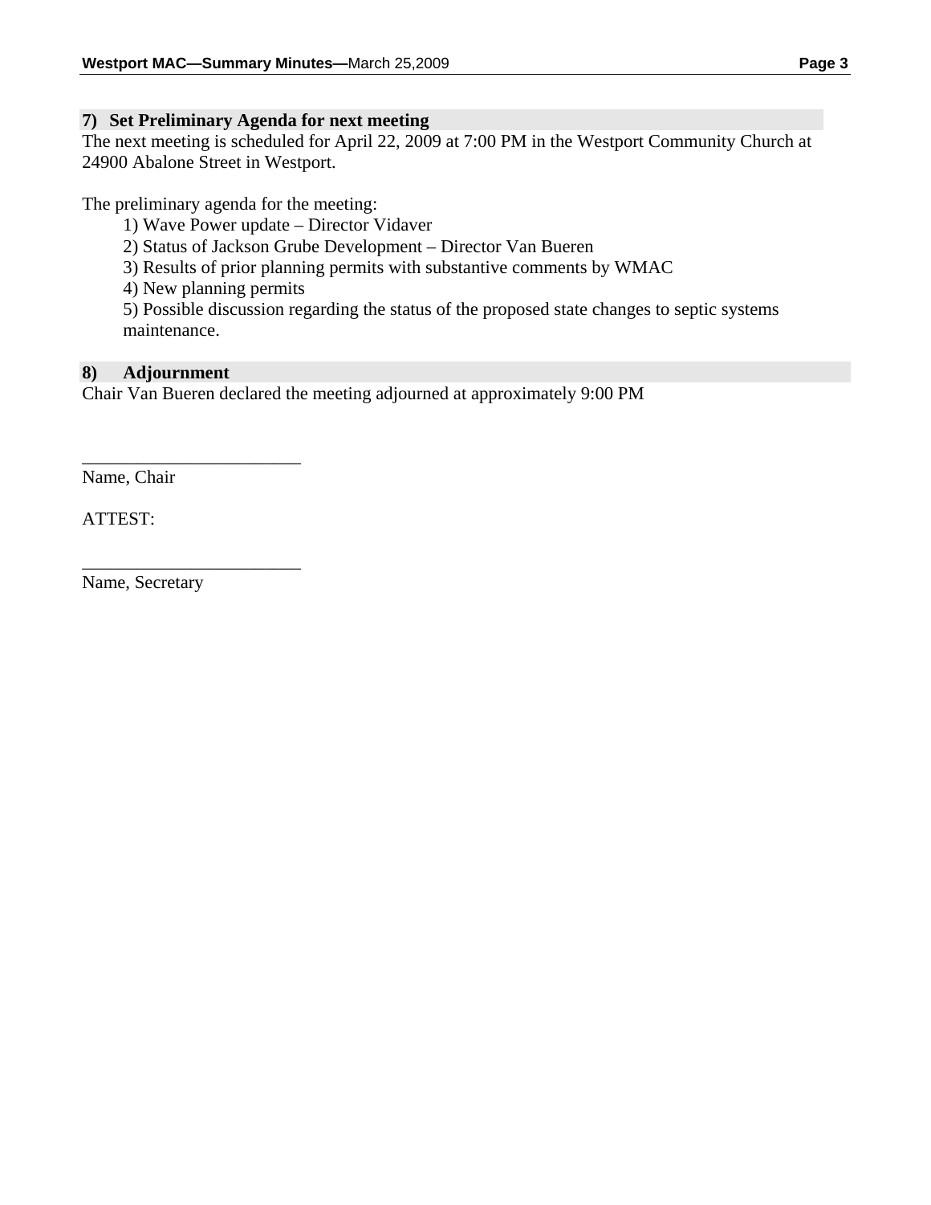### 7) Set Preliminary Agenda for next meeting

The next meeting is scheduled for April 22, 2009 at 7:00 PM in the Westport Community Church at 24900 Abalone Street in Westport.

The preliminary agenda for the meeting:

1) Wave Power update – Director Vidaver
2) Status of Jackson Grube Development – Director Van Bueren
3) Results of prior planning permits with substantive comments by WMAC
4) New planning permits
5) Possible discussion regarding the status of the proposed state changes to septic systems maintenance.

### 8) Adjournment

Chair Van Bueren declared the meeting adjourned at approximately 9:00 PM

\_\_\_\_\_\_\_\_\_\_\_\_\_\_\_\_\_\_\_\_\_\_\_\_

Name, Chair

ATTEST:

\_\_\_\_\_\_\_\_\_\_\_\_\_\_\_\_\_\_\_\_\_\_\_\_

Name, Secretary